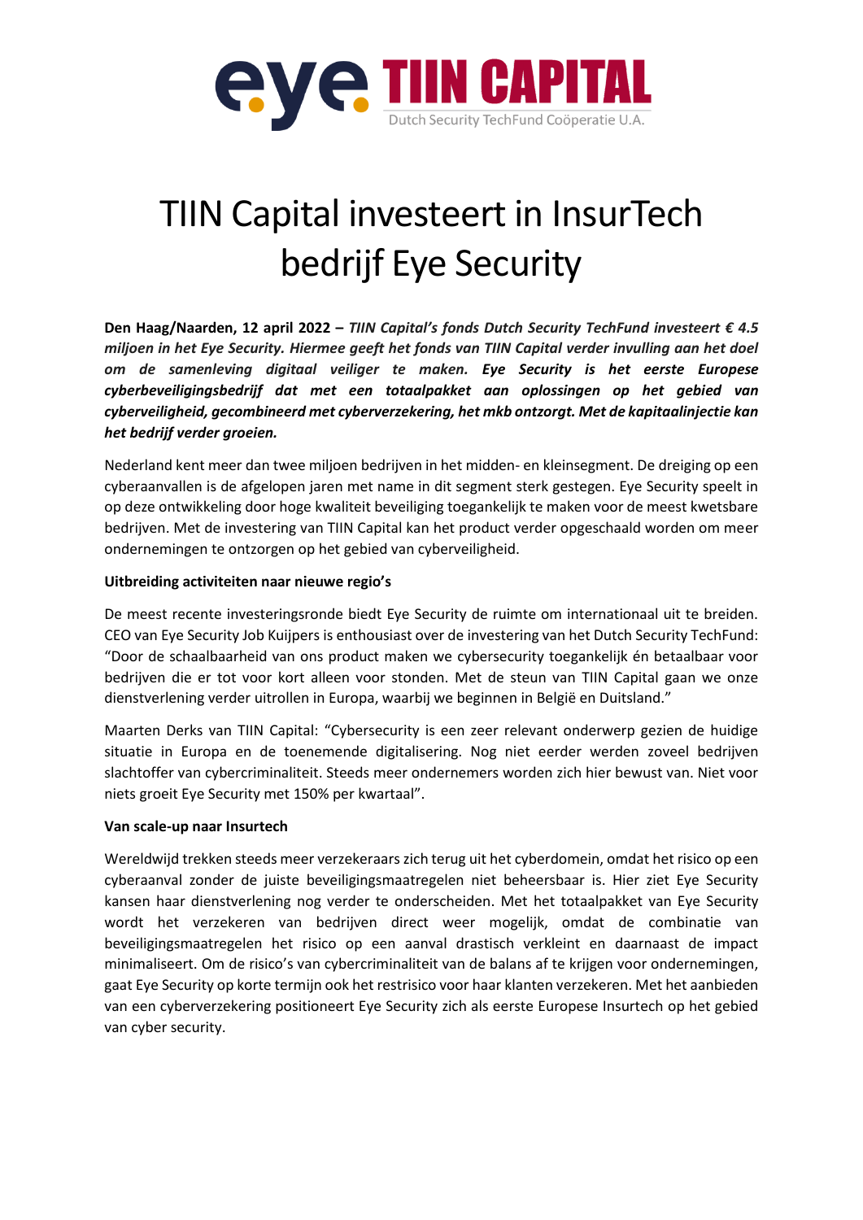# TIIN Capital investeert in InsurTech bedrijf Eye Security

**Den Haag/Naarden, 12 april 2022 –** ***TIIN Capital's fonds Dutch Security TechFund investeert € 4.5 miljoen in het Eye Security. Hiermee geeft het fonds van TIIN Capital verder invulling aan het doel om de samenleving digitaal veiliger te maken. Eye Security is het eerste Europese cyberbeveiligingsbedrijf dat met een totaalpakket aan oplossingen op het gebied van cyberveiligheid, gecombineerd met cyberverzekering, het mkb ontzorgt. Met de kapitaalinjectie kan het bedrijf verder groeien.***

Nederland kent meer dan twee miljoen bedrijven in het midden- en kleinsegment. De dreiging op een cyberaanvallen is de afgelopen jaren met name in dit segment sterk gestegen. Eye Security speelt in op deze ontwikkeling door hoge kwaliteit beveiliging toegankelijk te maken voor de meest kwetsbare bedrijven. Met de investering van TIIN Capital kan het product verder opgeschaald worden om meer ondernemingen te ontzorgen op het gebied van cyberveiligheid.

**Uitbreiding activiteiten naar nieuwe regio's**

De meest recente investeringsronde biedt Eye Security de ruimte om internationaal uit te breiden. CEO van Eye Security Job Kuijpers is enthousiast over de investering van het Dutch Security TechFund: "Door de schaalbaarheid van ons product maken we cybersecurity toegankelijk én betaalbaar voor bedrijven die er tot voor kort alleen voor stonden. Met de steun van TIIN Capital gaan we onze dienstverlening verder uitrollen in Europa, waarbij we beginnen in België en Duitsland."

Maarten Derks van TIIN Capital: "Cybersecurity is een zeer relevant onderwerp gezien de huidige situatie in Europa en de toenemende digitalisering. Nog niet eerder werden zoveel bedrijven slachtoffer van cybercriminaliteit. Steeds meer ondernemers worden zich hier bewust van. Niet voor niets groeit Eye Security met 150% per kwartaal".

**Van scale-up naar Insurtech**

Wereldwijd trekken steeds meer verzekeraars zich terug uit het cyberdomein, omdat het risico op een cyberaanval zonder de juiste beveiligingsmaatregelen niet beheersbaar is. Hier ziet Eye Security kansen haar dienstverlening nog verder te onderscheiden. Met het totaalpakket van Eye Security wordt het verzekeren van bedrijven direct weer mogelijk, omdat de combinatie van beveiligingsmaatregelen het risico op een aanval drastisch verkleint en daarnaast de impact minimaliseert. Om de risico's van cybercriminaliteit van de balans af te krijgen voor ondernemingen, gaat Eye Security op korte termijn ook het restrisico voor haar klanten verzekeren. Met het aanbieden van een cyberverzekering positioneert Eye Security zich als eerste Europese Insurtech op het gebied van cyber security.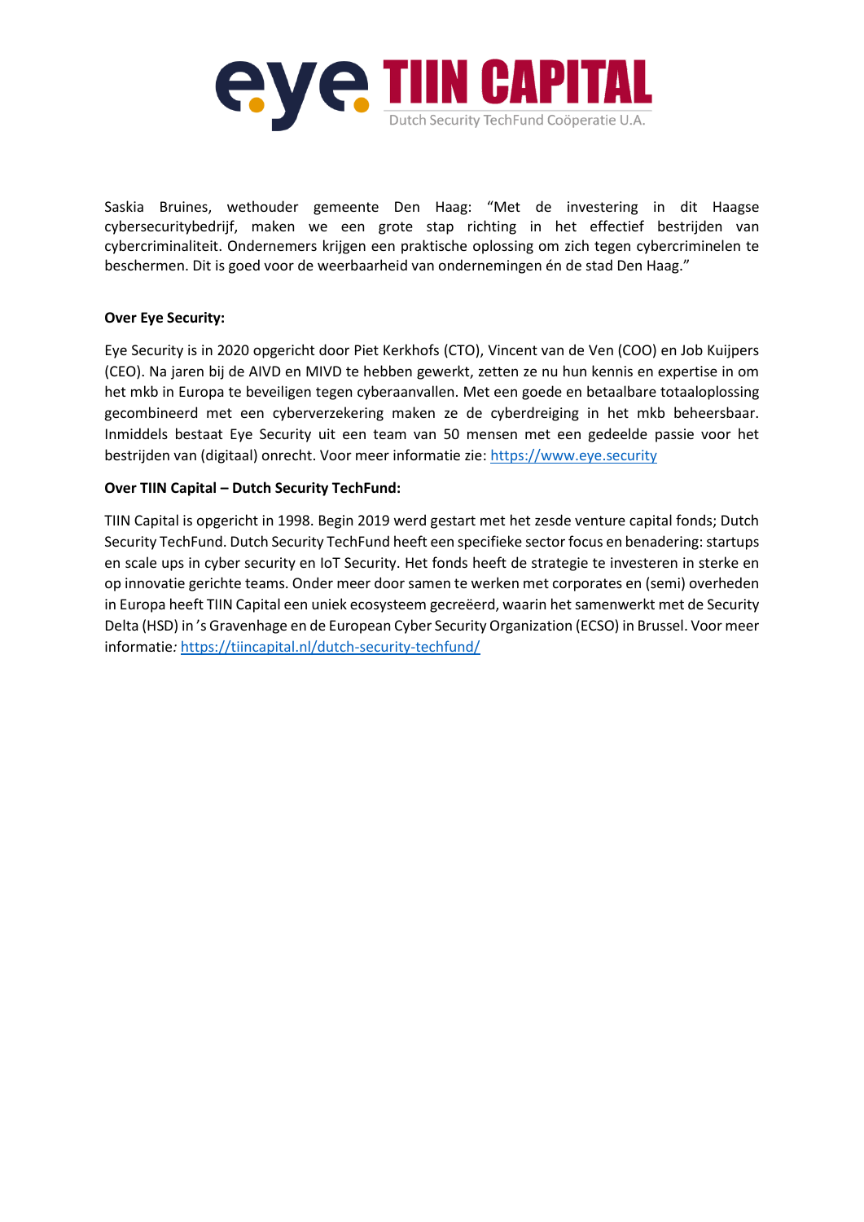Saskia Bruines, wethouder gemeente Den Haag: “Met de investering in dit Haagse cybersecuritybedrijf, maken we een grote stap richting in het effectief bestrijden van cybercriminaliteit. Ondernemers krijgen een praktische oplossing om zich tegen cybercriminelen te beschermen. Dit is goed voor de weerbaarheid van ondernemingen én de stad Den Haag.”

**Over Eye Security:**

Eye Security is in 2020 opgericht door Piet Kerkhofs (CTO), Vincent van de Ven (COO) en Job Kuijpers (CEO). Na jaren bij de AIVD en MIVD te hebben gewerkt, zetten ze nu hun kennis en expertise in om het mkb in Europa te beveiligen tegen cyberaanvallen. Met een goede en betaalbare totaaloplossing gecombineerd met een cyberverzekering maken ze de cyberdreiging in het mkb beheersbaar. Inmiddels bestaat Eye Security uit een team van 50 mensen met een gedeelde passie voor het bestrijden van (digitaal) onrecht. Voor meer informatie zie: https://www.eye.security

**Over TIIN Capital – Dutch Security TechFund:**

TIIN Capital is opgericht in 1998. Begin 2019 werd gestart met het zesde venture capital fonds; Dutch Security TechFund. Dutch Security TechFund heeft een specifieke sector focus en benadering: startups en scale ups in cyber security en IoT Security. Het fonds heeft de strategie te investeren in sterke en op innovatie gerichte teams. Onder meer door samen te werken met corporates en (semi) overheden in Europa heeft TIIN Capital een uniek ecosysteem gecreëerd, waarin het samenwerkt met de Security Delta (HSD) in ’s Gravenhage en de European Cyber Security Organization (ECSO) in Brussel. Voor meer informatie: https://tiincapital.nl/dutch-security-techfund/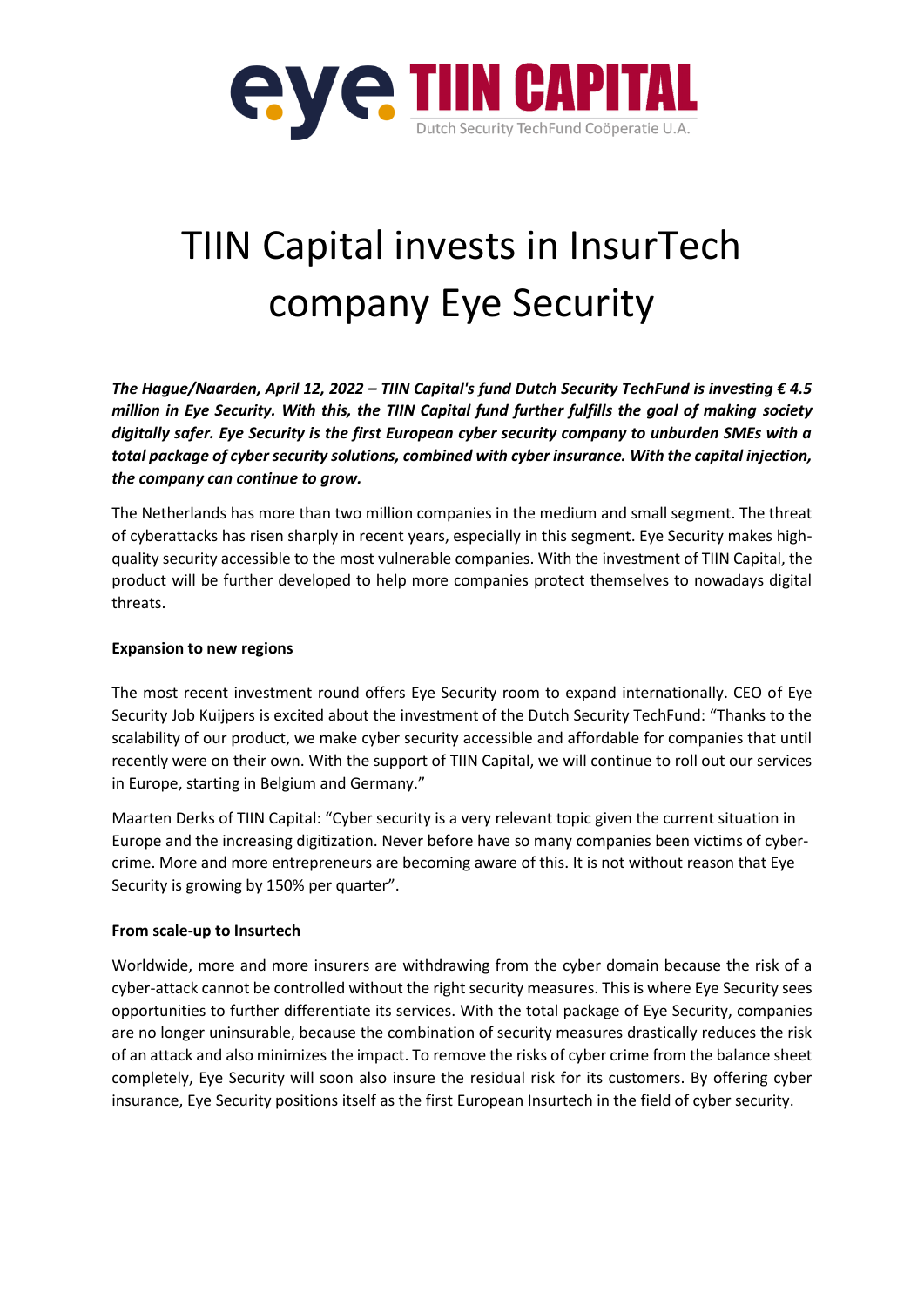# TIIN Capital invests in InsurTech company Eye Security

***The Hague/Naarden, April 12, 2022 – TIIN Capital's fund Dutch Security TechFund is investing € 4.5 million in Eye Security. With this, the TIIN Capital fund further fulfills the goal of making society digitally safer. Eye Security is the first European cyber security company to unburden SMEs with a total package of cyber security solutions, combined with cyber insurance. With the capital injection, the company can continue to grow.***

The Netherlands has more than two million companies in the medium and small segment. The threat of cyberattacks has risen sharply in recent years, especially in this segment. Eye Security makes high-quality security accessible to the most vulnerable companies. With the investment of TIIN Capital, the product will be further developed to help more companies protect themselves to nowadays digital threats.

**Expansion to new regions**

The most recent investment round offers Eye Security room to expand internationally. CEO of Eye Security Job Kuijpers is excited about the investment of the Dutch Security TechFund: "Thanks to the scalability of our product, we make cyber security accessible and affordable for companies that until recently were on their own. With the support of TIIN Capital, we will continue to roll out our services in Europe, starting in Belgium and Germany."

Maarten Derks of TIIN Capital: "Cyber security is a very relevant topic given the current situation in Europe and the increasing digitization. Never before have so many companies been victims of cyber-crime. More and more entrepreneurs are becoming aware of this. It is not without reason that Eye Security is growing by 150% per quarter".

**From scale-up to Insurtech**

Worldwide, more and more insurers are withdrawing from the cyber domain because the risk of a cyber-attack cannot be controlled without the right security measures. This is where Eye Security sees opportunities to further differentiate its services. With the total package of Eye Security, companies are no longer uninsurable, because the combination of security measures drastically reduces the risk of an attack and also minimizes the impact. To remove the risks of cyber crime from the balance sheet completely, Eye Security will soon also insure the residual risk for its customers. By offering cyber insurance, Eye Security positions itself as the first European Insurtech in the field of cyber security.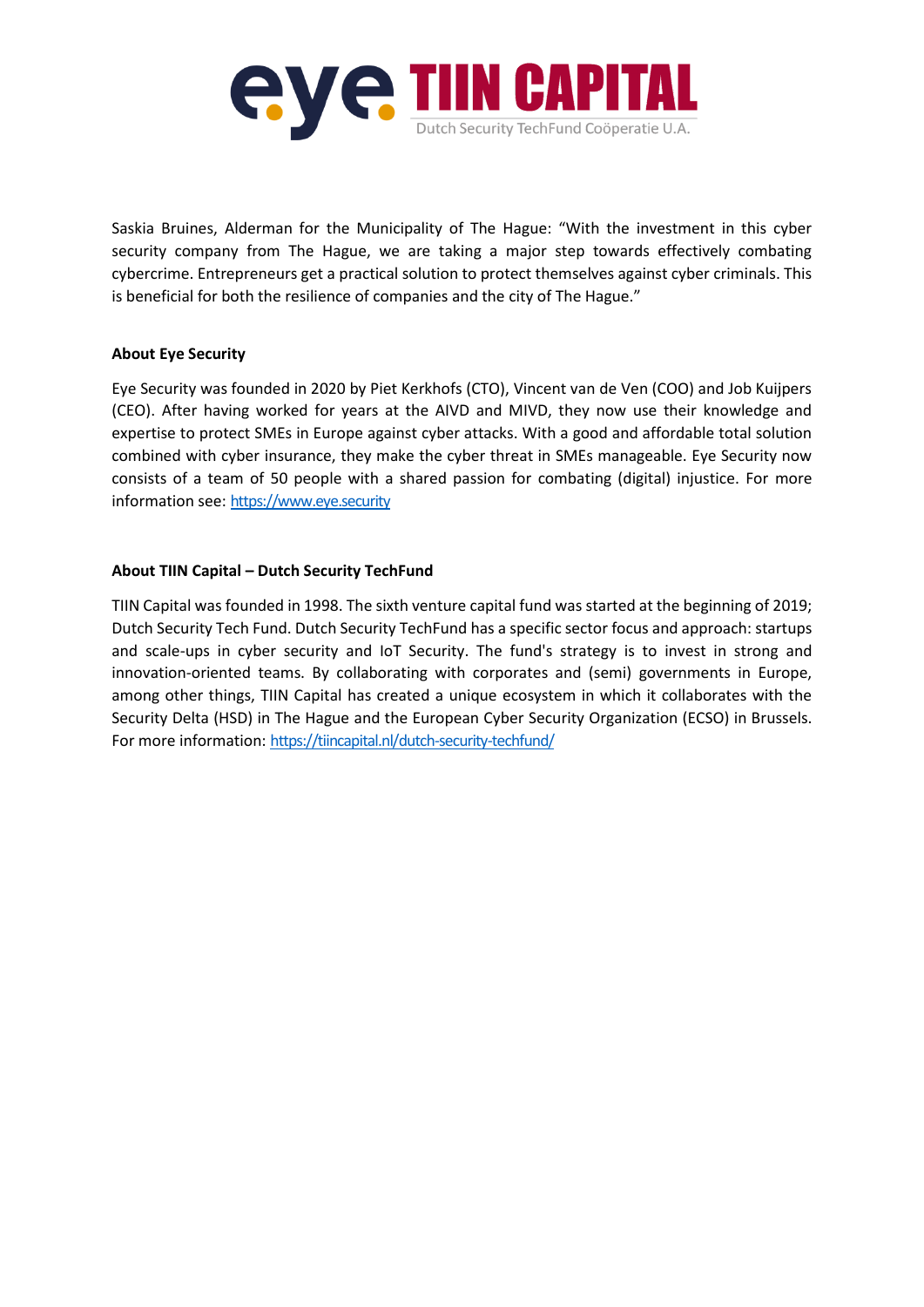Saskia Bruines, Alderman for the Municipality of The Hague: "With the investment in this cyber security company from The Hague, we are taking a major step towards effectively combating cybercrime. Entrepreneurs get a practical solution to protect themselves against cyber criminals. This is beneficial for both the resilience of companies and the city of The Hague."

**About Eye Security**

Eye Security was founded in 2020 by Piet Kerkhofs (CTO), Vincent van de Ven (COO) and Job Kuijpers (CEO). After having worked for years at the AIVD and MIVD, they now use their knowledge and expertise to protect SMEs in Europe against cyber attacks. With a good and affordable total solution combined with cyber insurance, they make the cyber threat in SMEs manageable. Eye Security now consists of a team of 50 people with a shared passion for combating (digital) injustice. For more information see: https://www.eye.security

**About TIIN Capital – Dutch Security TechFund**

TIIN Capital was founded in 1998. The sixth venture capital fund was started at the beginning of 2019; Dutch Security Tech Fund. Dutch Security TechFund has a specific sector focus and approach: startups and scale-ups in cyber security and IoT Security. The fund's strategy is to invest in strong and innovation-oriented teams. By collaborating with corporates and (semi) governments in Europe, among other things, TIIN Capital has created a unique ecosystem in which it collaborates with the Security Delta (HSD) in The Hague and the European Cyber Security Organization (ECSO) in Brussels. For more information: https://tiincapital.nl/dutch-security-techfund/